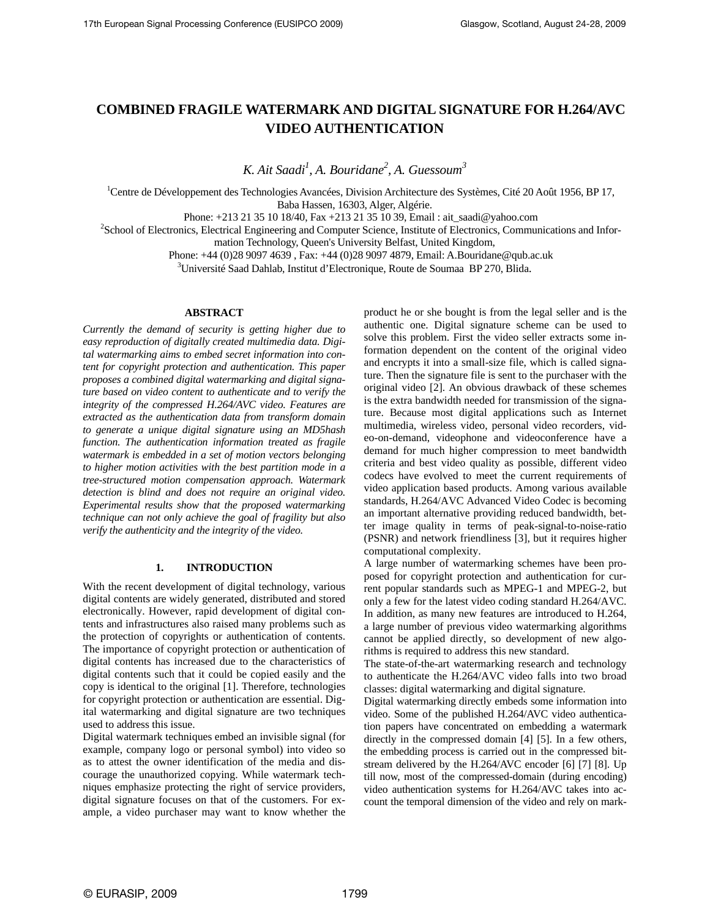# COMBINED FRAGILE WATERMARK AND DIGITAL SIGNATURE FOR H.264/AVC VIDEO AUTHENTICATION

*K. Ait Saadi[1], A. Bouridane[2], A. Guessoum[3]*

[1]Centre de Développement des Technologies Avancées, Division Architecture des Systèmes, Cité 20 Août 1956, BP 17, Baba Hassen, 16303, Alger, Algérie.
Phone: +213 21 35 10 18/40, Fax +213 21 35 10 39, Email : ait_saadi@yahoo.com
[2]School of Electronics, Electrical Engineering and Computer Science, Institute of Electronics, Communications and Information Technology, Queen's University Belfast, United Kingdom,
Phone: +44 (0)28 9097 4639 , Fax: +44 (0)28 9097 4879, Email: A.Bouridane@qub.ac.uk
[3]Université Saad Dahlab, Institut d'Electronique, Route de Soumaa BP 270, Blida.

## ABSTRACT

*Currently the demand of security is getting higher due to easy reproduction of digitally created multimedia data. Digital watermarking aims to embed secret information into content for copyright protection and authentication. This paper proposes a combined digital watermarking and digital signature based on video content to authenticate and to verify the integrity of the compressed H.264/AVC video. Features are extracted as the authentication data from transform domain to generate a unique digital signature using an MD5hash function. The authentication information treated as fragile watermark is embedded in a set of motion vectors belonging to higher motion activities with the best partition mode in a tree-structured motion compensation approach. Watermark detection is blind and does not require an original video. Experimental results show that the proposed watermarking technique can not only achieve the goal of fragility but also verify the authenticity and the integrity of the video.*

## 1. INTRODUCTION

With the recent development of digital technology, various digital contents are widely generated, distributed and stored electronically. However, rapid development of digital contents and infrastructures also raised many problems such as the protection of copyrights or authentication of contents. The importance of copyright protection or authentication of digital contents has increased due to the characteristics of digital contents such that it could be copied easily and the copy is identical to the original [1]. Therefore, technologies for copyright protection or authentication are essential. Digital watermarking and digital signature are two techniques used to address this issue.

Digital watermark techniques embed an invisible signal (for example, company logo or personal symbol) into video so as to attest the owner identification of the media and discourage the unauthorized copying. While watermark techniques emphasize protecting the right of service providers, digital signature focuses on that of the customers. For example, a video purchaser may want to know whether the product he or she bought is from the legal seller and is the authentic one. Digital signature scheme can be used to solve this problem. First the video seller extracts some information dependent on the content of the original video and encrypts it into a small-size file, which is called signature. Then the signature file is sent to the purchaser with the original video [2]. An obvious drawback of these schemes is the extra bandwidth needed for transmission of the signature. Because most digital applications such as Internet multimedia, wireless video, personal video recorders, video-on-demand, videophone and videoconference have a demand for much higher compression to meet bandwidth criteria and best video quality as possible, different video codecs have evolved to meet the current requirements of video application based products. Among various available standards, H.264/AVC Advanced Video Codec is becoming an important alternative providing reduced bandwidth, better image quality in terms of peak-signal-to-noise-ratio (PSNR) and network friendliness [3], but it requires higher computational complexity.

A large number of watermarking schemes have been proposed for copyright protection and authentication for current popular standards such as MPEG-1 and MPEG-2, but only a few for the latest video coding standard H.264/AVC. In addition, as many new features are introduced to H.264, a large number of previous video watermarking algorithms cannot be applied directly, so development of new algorithms is required to address this new standard.

The state-of-the-art watermarking research and technology to authenticate the H.264/AVC video falls into two broad classes: digital watermarking and digital signature.

Digital watermarking directly embeds some information into video. Some of the published H.264/AVC video authentication papers have concentrated on embedding a watermark directly in the compressed domain [4] [5]. In a few others, the embedding process is carried out in the compressed bitstream delivered by the H.264/AVC encoder [6] [7] [8]. Up till now, most of the compressed-domain (during encoding) video authentication systems for H.264/AVC takes into account the temporal dimension of the video and rely on mark-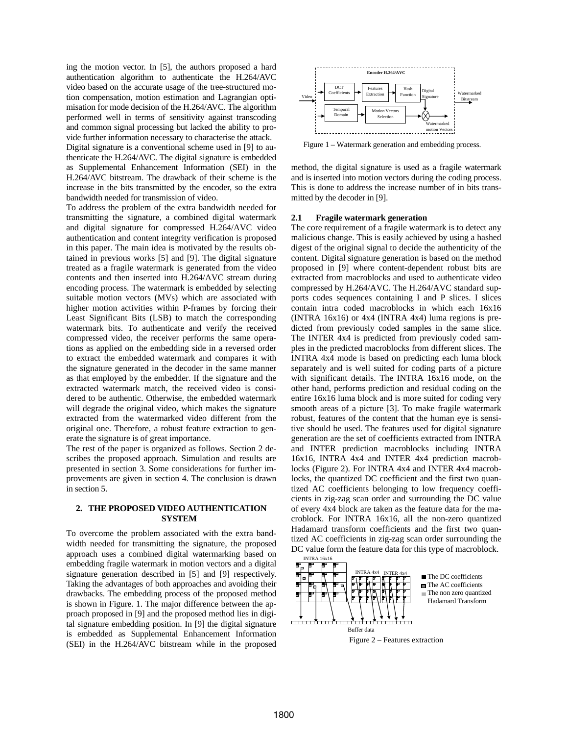ing the motion vector. In [5], the authors proposed a hard authentication algorithm to authenticate the H.264/AVC video based on the accurate usage of the tree-structured motion compensation, motion estimation and Lagrangian optimisation for mode decision of the H.264/AVC. The algorithm performed well in terms of sensitivity against transcoding and common signal processing but lacked the ability to provide further information necessary to characterise the attack.

Digital signature is a conventional scheme used in [9] to authenticate the H.264/AVC. The digital signature is embedded as Supplemental Enhancement Information (SEI) in the H.264/AVC bitstream. The drawback of their scheme is the increase in the bits transmitted by the encoder, so the extra bandwidth needed for transmission of video.

To address the problem of the extra bandwidth needed for transmitting the signature, a combined digital watermark and digital signature for compressed H.264/AVC video authentication and content integrity verification is proposed in this paper. The main idea is motivated by the results obtained in previous works [5] and [9]. The digital signature treated as a fragile watermark is generated from the video contents and then inserted into H.264/AVC stream during encoding process. The watermark is embedded by selecting suitable motion vectors (MVs) which are associated with higher motion activities within P-frames by forcing their Least Significant Bits (LSB) to match the corresponding watermark bits. To authenticate and verify the received compressed video, the receiver performs the same operations as applied on the embedding side in a reversed order to extract the embedded watermark and compares it with the signature generated in the decoder in the same manner as that employed by the embedder. If the signature and the extracted watermark match, the received video is considered to be authentic. Otherwise, the embedded watermark will degrade the original video, which makes the signature extracted from the watermarked video different from the original one. Therefore, a robust feature extraction to generate the signature is of great importance.

The rest of the paper is organized as follows. Section 2 describes the proposed approach. Simulation and results are presented in section 3. Some considerations for further improvements are given in section 4. The conclusion is drawn in section 5.

## 2. THE PROPOSED VIDEO AUTHENTICATION SYSTEM

To overcome the problem associated with the extra bandwidth needed for transmitting the signature, the proposed approach uses a combined digital watermarking based on embedding fragile watermark in motion vectors and a digital signature generation described in [5] and [9] respectively. Taking the advantages of both approaches and avoiding their drawbacks. The embedding process of the proposed method is shown in Figure. 1. The major difference between the approach proposed in [9] and the proposed method lies in digital signature embedding position. In [9] the digital signature is embedded as Supplemental Enhancement Information (SEI) in the H.264/AVC bitstream while in the proposed method, the digital signature is used as a fragile watermark and is inserted into motion vectors during the coding process. This is done to address the increase number of in bits transmitted by the decoder in [9].

Figure 1 – Watermark generation and embedding process.

### 2.1 Fragile watermark generation

The core requirement of a fragile watermark is to detect any malicious change. This is easily achieved by using a hashed digest of the original signal to decide the authenticity of the content. Digital signature generation is based on the method proposed in [9] where content-dependent robust bits are extracted from macroblocks and used to authenticate video compressed by H.264/AVC. The H.264/AVC standard supports codes sequences containing I and P slices. I slices contain intra coded macroblocks in which each 16x16 (INTRA 16x16) or 4x4 (INTRA 4x4) luma regions is predicted from previously coded samples in the same slice. The INTER 4x4 is predicted from previously coded samples in the predicted macroblocks from different slices. The INTRA 4x4 mode is based on predicting each luma block separately and is well suited for coding parts of a picture with significant details. The INTRA 16x16 mode, on the other hand, performs prediction and residual coding on the entire 16x16 luma block and is more suited for coding very smooth areas of a picture [3]. To make fragile watermark robust, features of the content that the human eye is sensitive should be used. The features used for digital signature generation are the set of coefficients extracted from INTRA and INTER prediction macroblocks including INTRA 16x16, INTRA 4x4 and INTER 4x4 prediction macroblocks (Figure 2). For INTRA 4x4 and INTER 4x4 macroblocks, the quantized DC coefficient and the first two quantized AC coefficients belonging to low frequency coefficients in zig-zag scan order and surrounding the DC value of every 4x4 block are taken as the feature data for the macroblock. For INTRA 16x16, all the non-zero quantized Hadamard transform coefficients and the first two quantized AC coefficients in zig-zag scan order surrounding the DC value form the feature data for this type of macroblock.

Figure 2 – Features extraction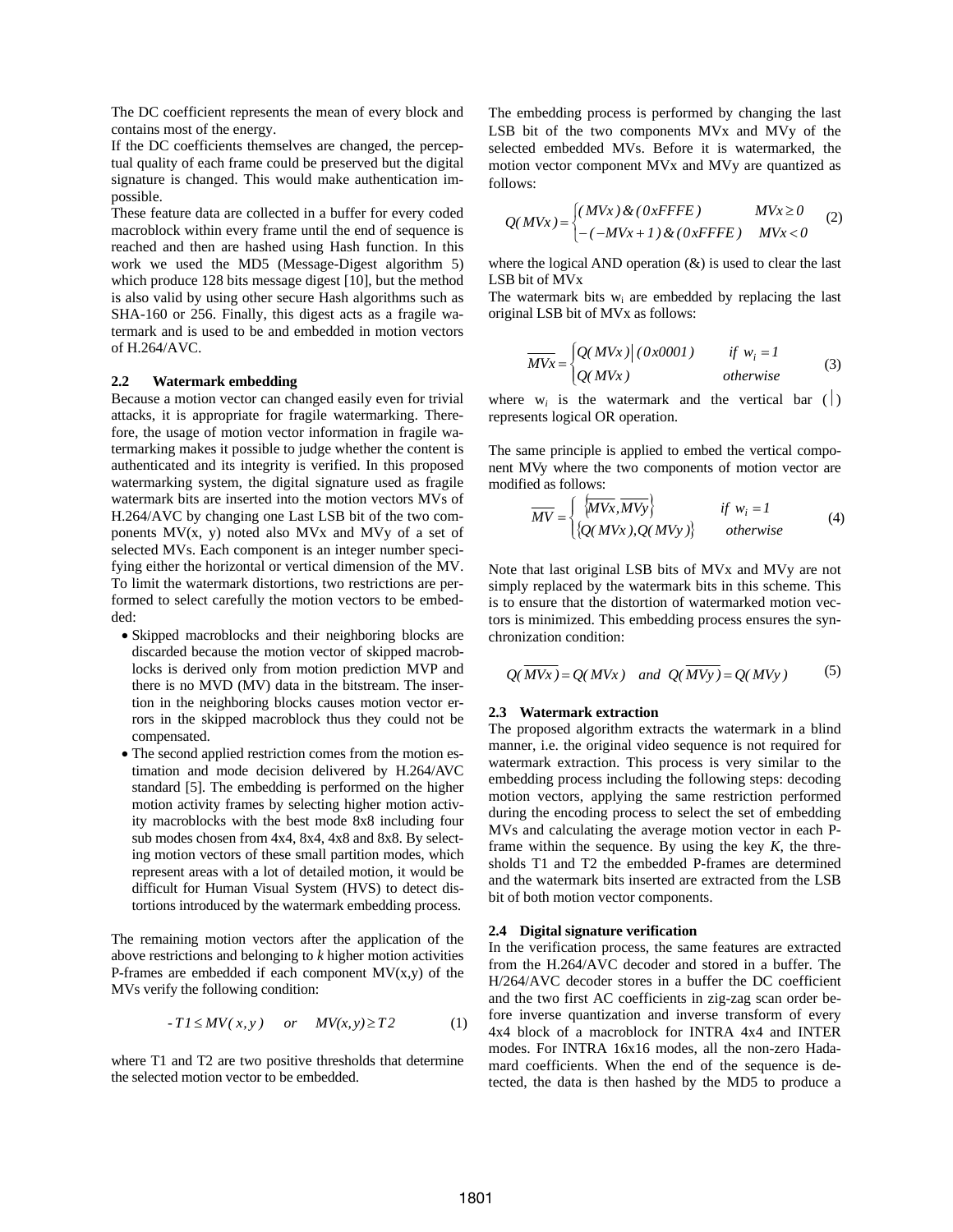The DC coefficient represents the mean of every block and contains most of the energy.

If the DC coefficients themselves are changed, the perceptual quality of each frame could be preserved but the digital signature is changed. This would make authentication impossible.

These feature data are collected in a buffer for every coded macroblock within every frame until the end of sequence is reached and then are hashed using Hash function. In this work we used the MD5 (Message-Digest algorithm 5) which produce 128 bits message digest [10], but the method is also valid by using other secure Hash algorithms such as SHA-160 or 256. Finally, this digest acts as a fragile watermark and is used to be and embedded in motion vectors of H.264/AVC.

### 2.2 Watermark embedding

Because a motion vector can changed easily even for trivial attacks, it is appropriate for fragile watermarking. Therefore, the usage of motion vector information in fragile watermarking makes it possible to judge whether the content is authenticated and its integrity is verified. In this proposed watermarking system, the digital signature used as fragile watermark bits are inserted into the motion vectors MVs of H.264/AVC by changing one Last LSB bit of the two components MV(x, y) noted also MVx and MVy of a set of selected MVs. Each component is an integer number specifying either the horizontal or vertical dimension of the MV. To limit the watermark distortions, two restrictions are performed to select carefully the motion vectors to be embedded:

- Skipped macroblocks and their neighboring blocks are discarded because the motion vector of skipped macroblocks is derived only from motion prediction MVP and there is no MVD (MV) data in the bitstream. The insertion in the neighboring blocks causes motion vector errors in the skipped macroblock thus they could not be compensated.
- The second applied restriction comes from the motion estimation and mode decision delivered by H.264/AVC standard [5]. The embedding is performed on the higher motion activity frames by selecting higher motion activity macroblocks with the best mode 8x8 including four sub modes chosen from 4x4, 8x4, 4x8 and 8x8. By selecting motion vectors of these small partition modes, which represent areas with a lot of detailed motion, it would be difficult for Human Visual System (HVS) to detect distortions introduced by the watermark embedding process.

The remaining motion vectors after the application of the above restrictions and belonging to $k$ higher motion activities P-frames are embedded if each component MV(x,y) of the MVs verify the following condition:

$$-T1 \leq MV(x,y) \quad or \quad MV(x,y) \geq T2 \tag{1}$$

where T1 and T2 are two positive thresholds that determine the selected motion vector to be embedded.

The embedding process is performed by changing the last LSB bit of the two components MVx and MVy of the selected embedded MVs. Before it is watermarked, the motion vector component MVx and MVy are quantized as follows:

$$Q(MVx) = \begin{cases} (MVx)\,\&\,(0xFFFE) & MVx \geq 0 \\ -(-MVx+1)\,\&\,(0xFFFE) & MVx < 0 \end{cases} \tag{2}$$

where the logical AND operation (&) is used to clear the last LSB bit of MVx

The watermark bits $w_i$ are embedded by replacing the last original LSB bit of MVx as follows:

$$\overline{MVx} = \begin{cases} Q(MVx)\,|\,(0x0001) & if\ w_i = 1 \\ Q(MVx) & otherwise \end{cases} \tag{3}$$

where $w_i$ is the watermark and the vertical bar ($|$) represents logical OR operation.

The same principle is applied to embed the vertical component MVy where the two components of motion vector are modified as follows:

$$\overline{MV} = \begin{cases} \{\overline{MVx}, \overline{MVy}\} & if\ w_i = 1 \\ \{Q(MVx), Q(MVy)\} & otherwise \end{cases} \tag{4}$$

Note that last original LSB bits of MVx and MVy are not simply replaced by the watermark bits in this scheme. This is to ensure that the distortion of watermarked motion vectors is minimized. This embedding process ensures the synchronization condition:

$$Q(\overline{MVx}) = Q(MVx) \quad and \quad Q(\overline{MVy}) = Q(MVy) \tag{5}$$

### 2.3 Watermark extraction

The proposed algorithm extracts the watermark in a blind manner, i.e. the original video sequence is not required for watermark extraction. This process is very similar to the embedding process including the following steps: decoding motion vectors, applying the same restriction performed during the encoding process to select the set of embedding MVs and calculating the average motion vector in each P-frame within the sequence. By using the key $K$, the thresholds T1 and T2 the embedded P-frames are determined and the watermark bits inserted are extracted from the LSB bit of both motion vector components.

### 2.4 Digital signature verification

In the verification process, the same features are extracted from the H.264/AVC decoder and stored in a buffer. The H/264/AVC decoder stores in a buffer the DC coefficient and the two first AC coefficients in zig-zag scan order before inverse quantization and inverse transform of every 4x4 block of a macroblock for INTRA 4x4 and INTER modes. For INTRA 16x16 modes, all the non-zero Hadamard coefficients. When the end of the sequence is detected, the data is then hashed by the MD5 to produce a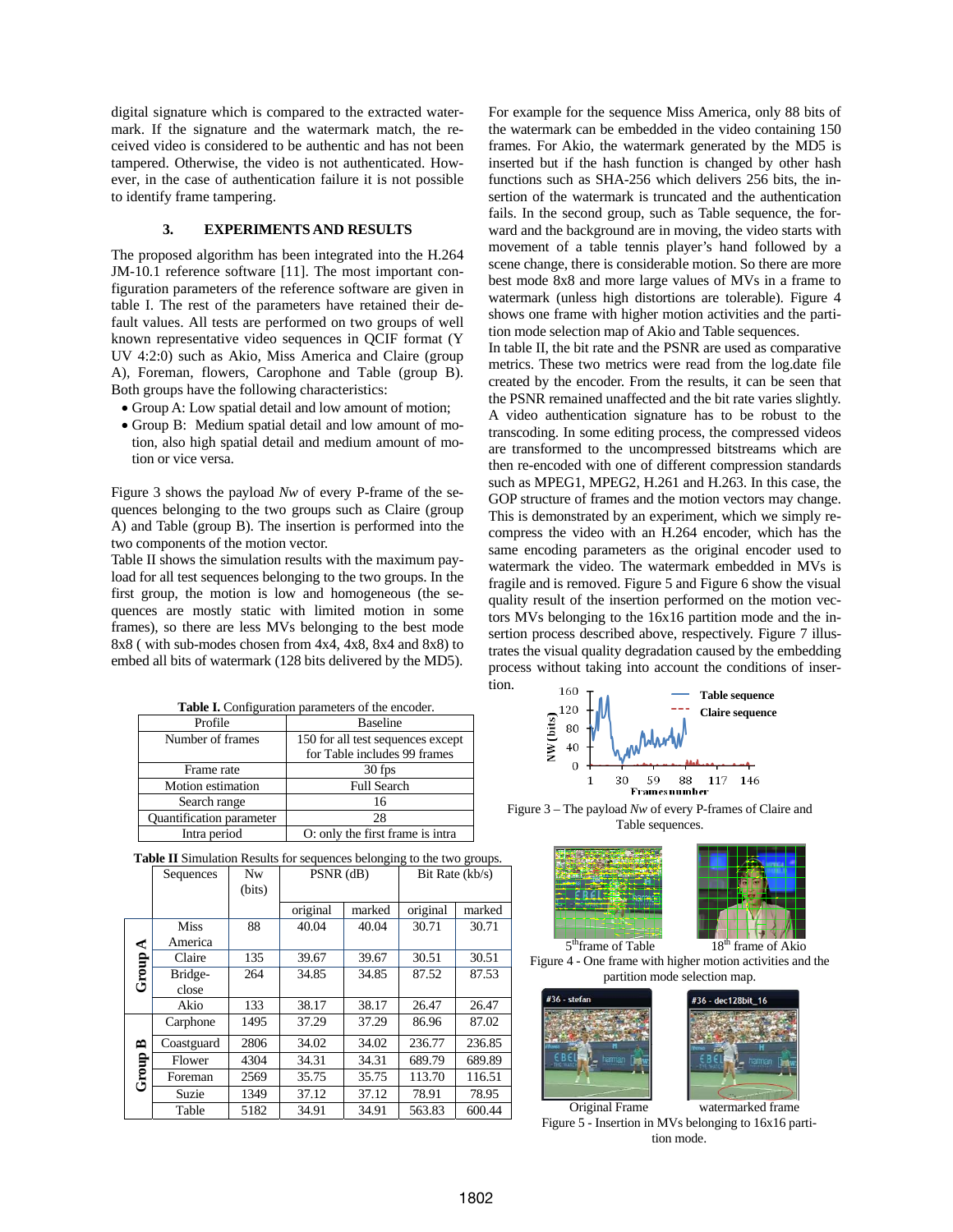digital signature which is compared to the extracted watermark. If the signature and the watermark match, the received video is considered to be authentic and has not been tampered. Otherwise, the video is not authenticated. However, in the case of authentication failure it is not possible to identify frame tampering.

### 3. EXPERIMENTS AND RESULTS

The proposed algorithm has been integrated into the H.264 JM-10.1 reference software [11]. The most important configuration parameters of the reference software are given in table I. The rest of the parameters have retained their default values. All tests are performed on two groups of well known representative video sequences in QCIF format (Y UV 4:2:0) such as Akio, Miss America and Claire (group A), Foreman, flowers, Carophone and Table (group B). Both groups have the following characteristics:

- Group A: Low spatial detail and low amount of motion;
- Group B: Medium spatial detail and low amount of motion, also high spatial detail and medium amount of motion or vice versa.

Figure 3 shows the payload *Nw* of every P-frame of the sequences belonging to the two groups such as Claire (group A) and Table (group B). The insertion is performed into the two components of the motion vector.

Table II shows the simulation results with the maximum payload for all test sequences belonging to the two groups. In the first group, the motion is low and homogeneous (the sequences are mostly static with limited motion in some frames), so there are less MVs belonging to the best mode 8x8 ( with sub-modes chosen from 4x4, 4x8, 8x4 and 8x8) to embed all bits of watermark (128 bits delivered by the MD5).

**Table I.** Configuration parameters of the encoder.

| Profile | Baseline |
|---|---|
| Number of frames | 150 for all test sequences except for Table includes 99 frames |
| Frame rate | 30 fps |
| Motion estimation | Full Search |
| Search range | 16 |
| Quantification parameter | 28 |
| Intra period | O: only the first frame is intra |

**Table II** Simulation Results for sequences belonging to the two groups.

| | Sequences | Nw (bits) | PSNR (dB) | | Bit Rate (kb/s) | |
|---|---|---|---|---|---|---|
| | | | original | marked | original | marked |
| Group A | Miss America | 88 | 40.04 | 40.04 | 30.71 | 30.71 |
| | Claire | 135 | 39.67 | 39.67 | 30.51 | 30.51 |
| | Bridge-close | 264 | 34.85 | 34.85 | 87.52 | 87.53 |
| | Akio | 133 | 38.17 | 38.17 | 26.47 | 26.47 |
| Group B | Carphone | 1495 | 37.29 | 37.29 | 86.96 | 87.02 |
| | Coastguard | 2806 | 34.02 | 34.02 | 236.77 | 236.85 |
| | Flower | 4304 | 34.31 | 34.31 | 689.79 | 689.89 |
| | Foreman | 2569 | 35.75 | 35.75 | 113.70 | 116.51 |
| | Suzie | 1349 | 37.12 | 37.12 | 78.91 | 78.95 |
| | Table | 5182 | 34.91 | 34.91 | 563.83 | 600.44 |

For example for the sequence Miss America, only 88 bits of the watermark can be embedded in the video containing 150 frames. For Akio, the watermark generated by the MD5 is inserted but if the hash function is changed by other hash functions such as SHA-256 which delivers 256 bits, the insertion of the watermark is truncated and the authentication fails. In the second group, such as Table sequence, the forward and the background are in moving, the video starts with movement of a table tennis player's hand followed by a scene change, there is considerable motion. So there are more best mode 8x8 and more large values of MVs in a frame to watermark (unless high distortions are tolerable). Figure 4 shows one frame with higher motion activities and the partition mode selection map of Akio and Table sequences.

In table II, the bit rate and the PSNR are used as comparative metrics. These two metrics were read from the log.date file created by the encoder. From the results, it can be seen that the PSNR remained unaffected and the bit rate varies slightly. A video authentication signature has to be robust to the transcoding. In some editing process, the compressed videos are transformed to the uncompressed bitstreams which are then re-encoded with one of different compression standards such as MPEG1, MPEG2, H.261 and H.263. In this case, the GOP structure of frames and the motion vectors may change. This is demonstrated by an experiment, which we simply recompress the video with an H.264 encoder, which has the same encoding parameters as the original encoder used to watermark the video. The watermark embedded in MVs is fragile and is removed. Figure 5 and Figure 6 show the visual quality result of the insertion performed on the motion vectors MVs belonging to the 16x16 partition mode and the insertion process described above, respectively. Figure 7 illustrates the visual quality degradation caused by the embedding process without taking into account the conditions of insertion.

Figure 3 – The payload *Nw* of every P-frames of Claire and Table sequences.

5th frame of Table    18th frame of Akio

Figure 4 - One frame with higher motion activities and the partition mode selection map.

Original Frame    watermarked frame

Figure 5 - Insertion in MVs belonging to 16x16 partition mode.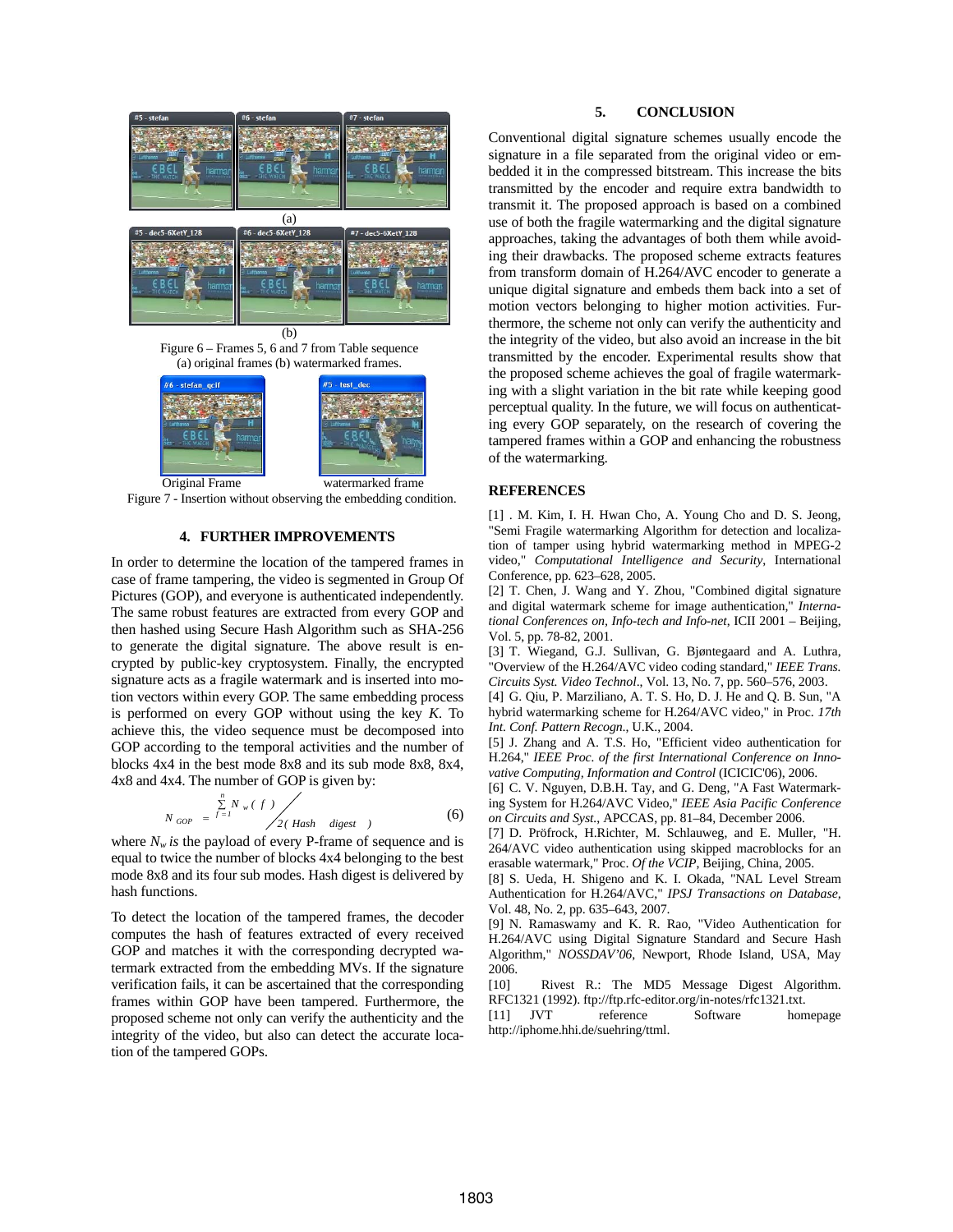(a)

(b)

Figure 6 – Frames 5, 6 and 7 from Table sequence (a) original frames (b) watermarked frames.

Original Frame | watermarked frame

Figure 7 - Insertion without observing the embedding condition.

## 4. FURTHER IMPROVEMENTS

In order to determine the location of the tampered frames in case of frame tampering, the video is segmented in Group Of Pictures (GOP), and everyone is authenticated independently. The same robust features are extracted from every GOP and then hashed using Secure Hash Algorithm such as SHA-256 to generate the digital signature. The above result is encrypted by public-key cryptosystem. Finally, the encrypted signature acts as a fragile watermark and is inserted into motion vectors within every GOP. The same embedding process is performed on every GOP without using the key *K*. To achieve this, the video sequence must be decomposed into GOP according to the temporal activities and the number of blocks 4x4 in the best mode 8x8 and its sub mode 8x8, 8x4, 4x8 and 4x4. The number of GOP is given by:

$$N_{GOP} = \sum_{f=1}^{n} N_w(f) \Big/ 2(Hash \quad digest) \tag{6}$$

where $N_w$ *is* the payload of every P-frame of sequence and is equal to twice the number of blocks 4x4 belonging to the best mode 8x8 and its four sub modes. Hash digest is delivered by hash functions.

To detect the location of the tampered frames, the decoder computes the hash of features extracted of every received GOP and matches it with the corresponding decrypted watermark extracted from the embedding MVs. If the signature verification fails, it can be ascertained that the corresponding frames within GOP have been tampered. Furthermore, the proposed scheme not only can verify the authenticity and the integrity of the video, but also can detect the accurate location of the tampered GOPs.

## 5. CONCLUSION

Conventional digital signature schemes usually encode the signature in a file separated from the original video or embedded it in the compressed bitstream. This increase the bits transmitted by the encoder and require extra bandwidth to transmit it. The proposed approach is based on a combined use of both the fragile watermarking and the digital signature approaches, taking the advantages of both them while avoiding their drawbacks. The proposed scheme extracts features from transform domain of H.264/AVC encoder to generate a unique digital signature and embeds them back into a set of motion vectors belonging to higher motion activities. Furthermore, the scheme not only can verify the authenticity and the integrity of the video, but also avoid an increase in the bit transmitted by the encoder. Experimental results show that the proposed scheme achieves the goal of fragile watermarking with a slight variation in the bit rate while keeping good perceptual quality. In the future, we will focus on authenticating every GOP separately, on the research of covering the tampered frames within a GOP and enhancing the robustness of the watermarking.

## REFERENCES

[1] . M. Kim, I. H. Hwan Cho, A. Young Cho and D. S. Jeong, "Semi Fragile watermarking Algorithm for detection and localization of tamper using hybrid watermarking method in MPEG-2 video," *Computational Intelligence and Security*, International Conference, pp. 623–628, 2005.

[2] T. Chen, J. Wang and Y. Zhou, "Combined digital signature and digital watermark scheme for image authentication," *International Conferences on, Info-tech and Info-net*, ICII 2001 – Beijing, Vol. 5, pp. 78-82, 2001.

[3] T. Wiegand, G.J. Sullivan, G. Bjøntegaard and A. Luthra, "Overview of the H.264/AVC video coding standard," *IEEE Trans. Circuits Syst. Video Technol*., Vol. 13, No. 7, pp. 560–576, 2003.

[4] G. Qiu, P. Marziliano, A. T. S. Ho, D. J. He and Q. B. Sun, "A hybrid watermarking scheme for H.264/AVC video," in Proc. *17th Int. Conf. Pattern Recogn*., U.K., 2004.

[5] J. Zhang and A. T.S. Ho, "Efficient video authentication for H.264," *IEEE Proc. of the first International Conference on Innovative Computing, Information and Control* (ICICIC'06), 2006.

[6] C. V. Nguyen, D.B.H. Tay, and G. Deng, "A Fast Watermarking System for H.264/AVC Video," *IEEE Asia Pacific Conference on Circuits and Syst.*, APCCAS, pp. 81–84, December 2006.

[7] D. Pröfrock, H.Richter, M. Schlauweg, and E. Muller, "H. 264/AVC video authentication using skipped macroblocks for an erasable watermark," Proc. *Of the VCIP*, Beijing, China, 2005.

[8] S. Ueda, H. Shigeno and K. I. Okada, "NAL Level Stream Authentication for H.264/AVC," *IPSJ Transactions on Database*, Vol. 48, No. 2, pp. 635–643, 2007.

[9] N. Ramaswamy and K. R. Rao, "Video Authentication for H.264/AVC using Digital Signature Standard and Secure Hash Algorithm," *NOSSDAV'06*, Newport, Rhode Island, USA, May 2006.

[10] Rivest R.: The MD5 Message Digest Algorithm. RFC1321 (1992). ftp://ftp.rfc-editor.org/in-notes/rfc1321.txt.

[11] JVT reference Software homepage http://iphome.hhi.de/suehring/ttml.